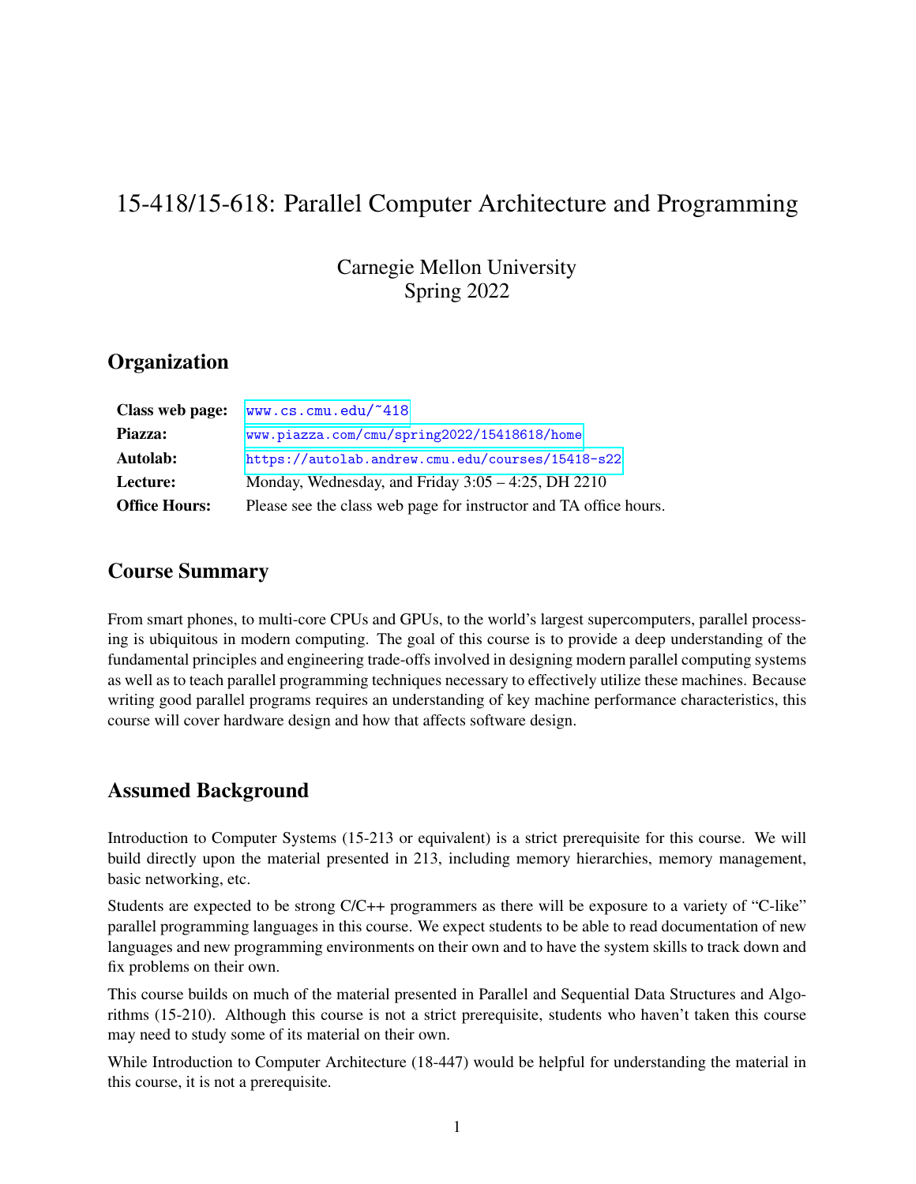# 15-418/15-618: Parallel Computer Architecture and Programming

Carnegie Mellon University
Spring 2022

## Organization

| | |
|---|---|
| **Class web page:** | www.cs.cmu.edu/~418 |
| **Piazza:** | www.piazza.com/cmu/spring2022/15418618/home |
| **Autolab:** | https://autolab.andrew.cmu.edu/courses/15418-s22 |
| **Lecture:** | Monday, Wednesday, and Friday 3:05 – 4:25, DH 2210 |
| **Office Hours:** | Please see the class web page for instructor and TA office hours. |

## Course Summary

From smart phones, to multi-core CPUs and GPUs, to the world's largest supercomputers, parallel processing is ubiquitous in modern computing. The goal of this course is to provide a deep understanding of the fundamental principles and engineering trade-offs involved in designing modern parallel computing systems as well as to teach parallel programming techniques necessary to effectively utilize these machines. Because writing good parallel programs requires an understanding of key machine performance characteristics, this course will cover hardware design and how that affects software design.

## Assumed Background

Introduction to Computer Systems (15-213 or equivalent) is a strict prerequisite for this course. We will build directly upon the material presented in 213, including memory hierarchies, memory management, basic networking, etc.

Students are expected to be strong C/C++ programmers as there will be exposure to a variety of "C-like" parallel programming languages in this course. We expect students to be able to read documentation of new languages and new programming environments on their own and to have the system skills to track down and fix problems on their own.

This course builds on much of the material presented in Parallel and Sequential Data Structures and Algorithms (15-210). Although this course is not a strict prerequisite, students who haven't taken this course may need to study some of its material on their own.

While Introduction to Computer Architecture (18-447) would be helpful for understanding the material in this course, it is not a prerequisite.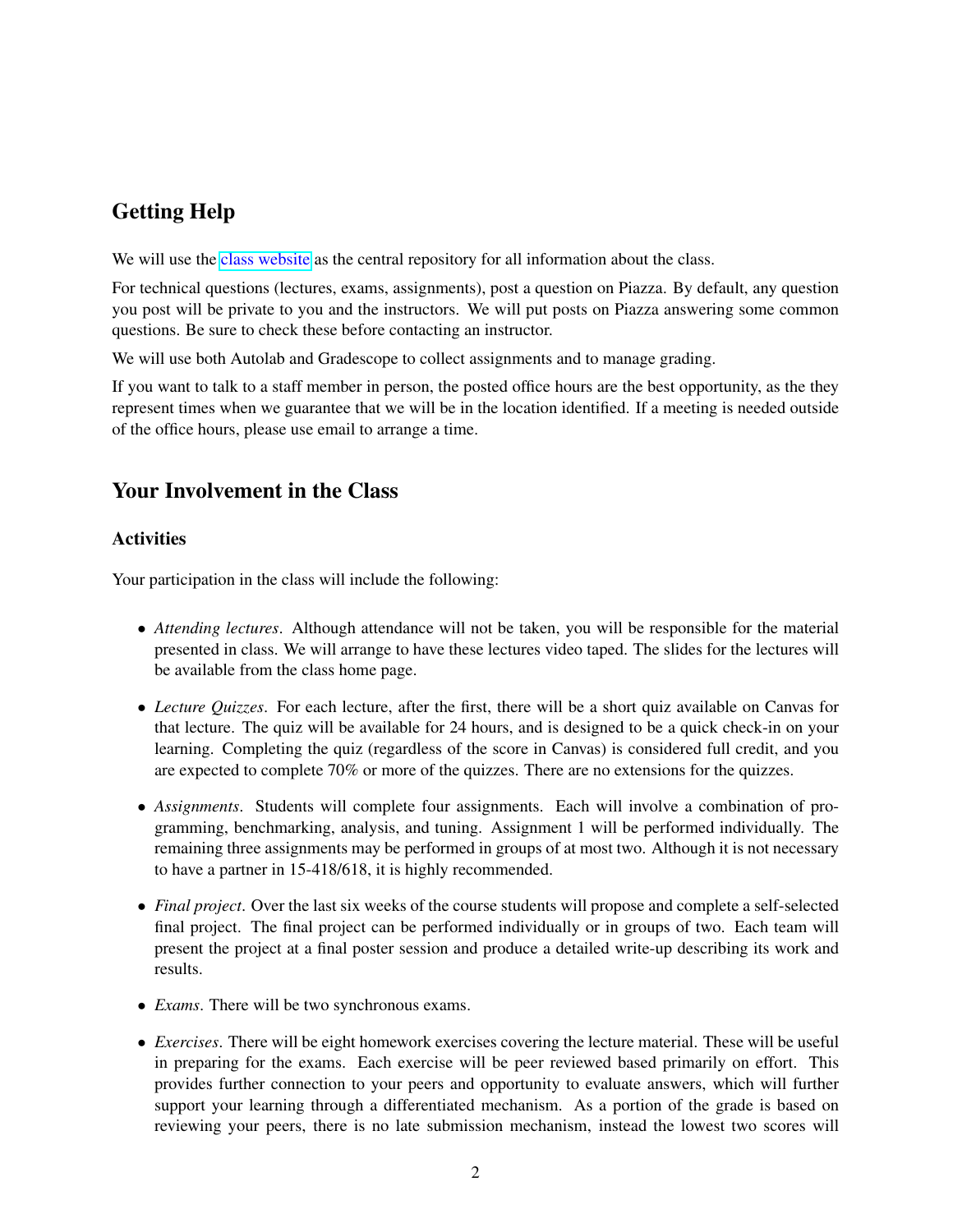## Getting Help

We will use the class website as the central repository for all information about the class.

For technical questions (lectures, exams, assignments), post a question on Piazza. By default, any question you post will be private to you and the instructors. We will put posts on Piazza answering some common questions. Be sure to check these before contacting an instructor.

We will use both Autolab and Gradescope to collect assignments and to manage grading.

If you want to talk to a staff member in person, the posted office hours are the best opportunity, as the they represent times when we guarantee that we will be in the location identified. If a meeting is needed outside of the office hours, please use email to arrange a time.

## Your Involvement in the Class

### Activities

Your participation in the class will include the following:

- *Attending lectures*. Although attendance will not be taken, you will be responsible for the material presented in class. We will arrange to have these lectures video taped. The slides for the lectures will be available from the class home page.
- *Lecture Quizzes*. For each lecture, after the first, there will be a short quiz available on Canvas for that lecture. The quiz will be available for 24 hours, and is designed to be a quick check-in on your learning. Completing the quiz (regardless of the score in Canvas) is considered full credit, and you are expected to complete 70% or more of the quizzes. There are no extensions for the quizzes.
- *Assignments*. Students will complete four assignments. Each will involve a combination of programming, benchmarking, analysis, and tuning. Assignment 1 will be performed individually. The remaining three assignments may be performed in groups of at most two. Although it is not necessary to have a partner in 15-418/618, it is highly recommended.
- *Final project*. Over the last six weeks of the course students will propose and complete a self-selected final project. The final project can be performed individually or in groups of two. Each team will present the project at a final poster session and produce a detailed write-up describing its work and results.
- *Exams*. There will be two synchronous exams.
- *Exercises*. There will be eight homework exercises covering the lecture material. These will be useful in preparing for the exams. Each exercise will be peer reviewed based primarily on effort. This provides further connection to your peers and opportunity to evaluate answers, which will further support your learning through a differentiated mechanism. As a portion of the grade is based on reviewing your peers, there is no late submission mechanism, instead the lowest two scores will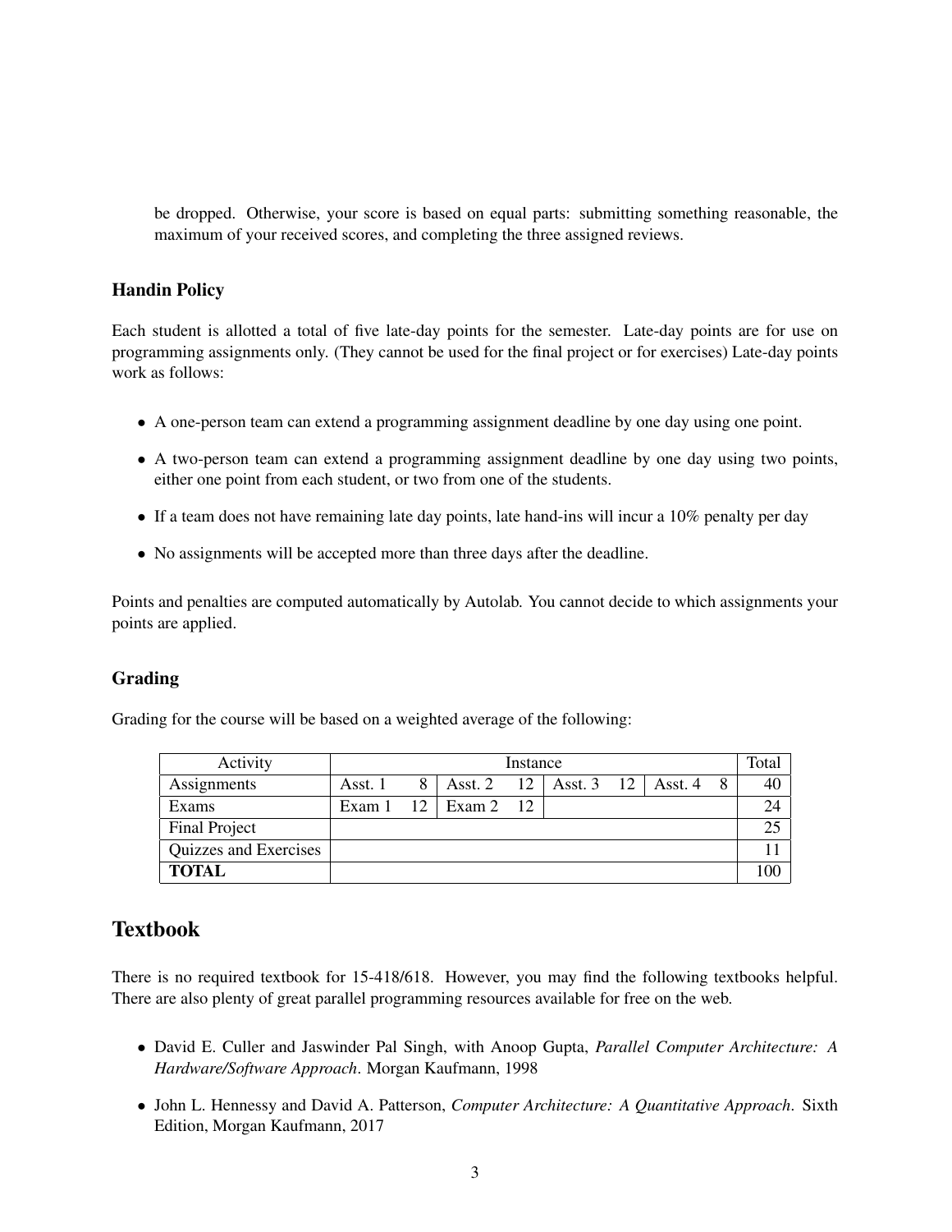be dropped. Otherwise, your score is based on equal parts: submitting something reasonable, the maximum of your received scores, and completing the three assigned reviews.

### Handin Policy

Each student is allotted a total of five late-day points for the semester. Late-day points are for use on programming assignments only. (They cannot be used for the final project or for exercises) Late-day points work as follows:

- A one-person team can extend a programming assignment deadline by one day using one point.
- A two-person team can extend a programming assignment deadline by one day using two points, either one point from each student, or two from one of the students.
- If a team does not have remaining late day points, late hand-ins will incur a 10% penalty per day
- No assignments will be accepted more than three days after the deadline.

Points and penalties are computed automatically by Autolab. You cannot decide to which assignments your points are applied.

### Grading

Grading for the course will be based on a weighted average of the following:

| Activity | Instance | | | | | | | | Total |
|---|---|---|---|---|---|---|---|---|---|
| Assignments | Asst. 1 | 8 | Asst. 2 | 12 | Asst. 3 | 12 | Asst. 4 | 8 | 40 |
| Exams | Exam 1 | 12 | Exam 2 | 12 | | | | | 24 |
| Final Project | | | | | | | | | 25 |
| Quizzes and Exercises | | | | | | | | | 11 |
| **TOTAL** | | | | | | | | | 100 |

## Textbook

There is no required textbook for 15-418/618. However, you may find the following textbooks helpful. There are also plenty of great parallel programming resources available for free on the web.

- David E. Culler and Jaswinder Pal Singh, with Anoop Gupta, *Parallel Computer Architecture: A Hardware/Software Approach*. Morgan Kaufmann, 1998
- John L. Hennessy and David A. Patterson, *Computer Architecture: A Quantitative Approach*. Sixth Edition, Morgan Kaufmann, 2017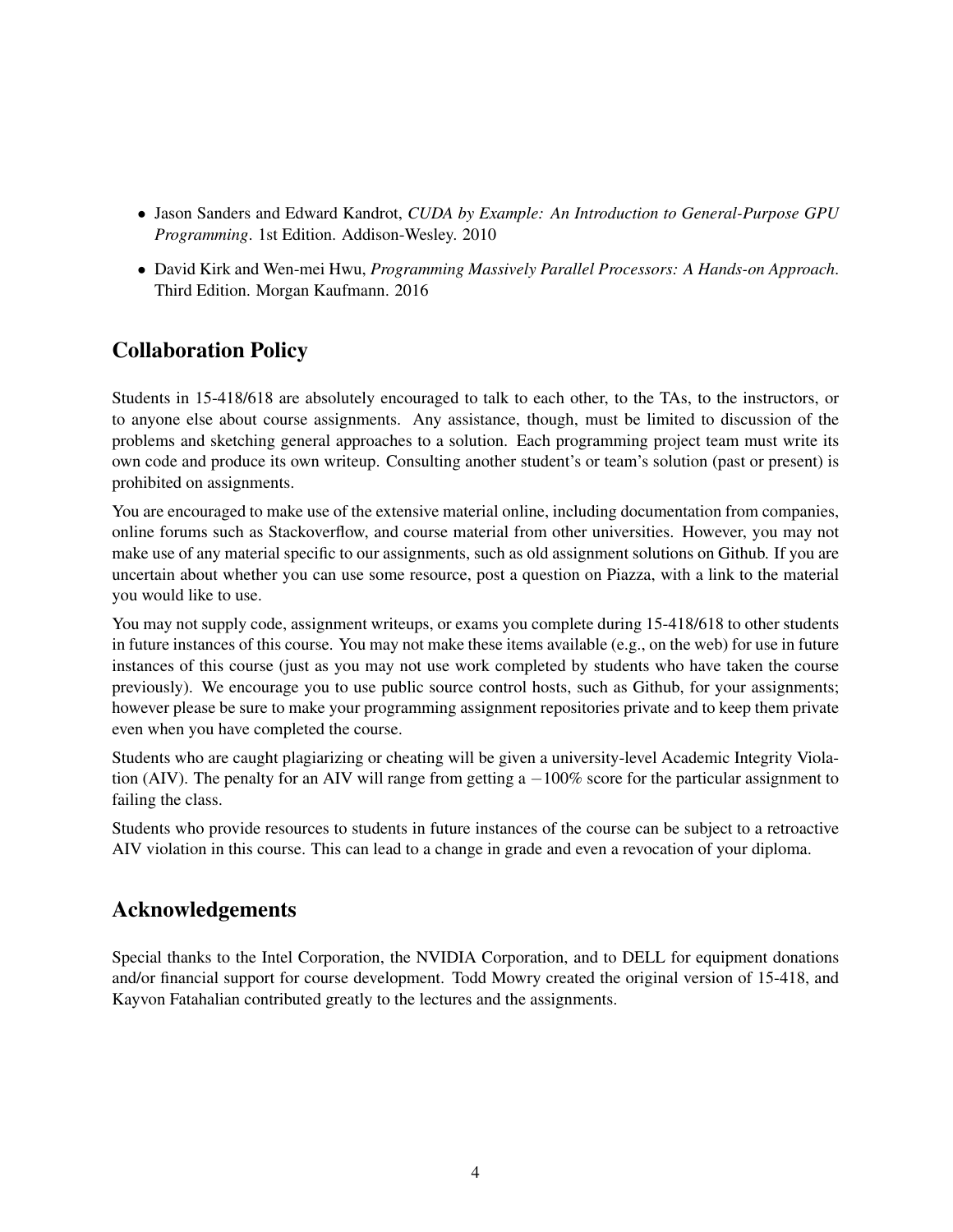- Jason Sanders and Edward Kandrot, *CUDA by Example: An Introduction to General-Purpose GPU Programming*. 1st Edition. Addison-Wesley. 2010
- David Kirk and Wen-mei Hwu, *Programming Massively Parallel Processors: A Hands-on Approach*. Third Edition. Morgan Kaufmann. 2016

## Collaboration Policy

Students in 15-418/618 are absolutely encouraged to talk to each other, to the TAs, to the instructors, or to anyone else about course assignments. Any assistance, though, must be limited to discussion of the problems and sketching general approaches to a solution. Each programming project team must write its own code and produce its own writeup. Consulting another student's or team's solution (past or present) is prohibited on assignments.

You are encouraged to make use of the extensive material online, including documentation from companies, online forums such as Stackoverflow, and course material from other universities. However, you may not make use of any material specific to our assignments, such as old assignment solutions on Github. If you are uncertain about whether you can use some resource, post a question on Piazza, with a link to the material you would like to use.

You may not supply code, assignment writeups, or exams you complete during 15-418/618 to other students in future instances of this course. You may not make these items available (e.g., on the web) for use in future instances of this course (just as you may not use work completed by students who have taken the course previously). We encourage you to use public source control hosts, such as Github, for your assignments; however please be sure to make your programming assignment repositories private and to keep them private even when you have completed the course.

Students who are caught plagiarizing or cheating will be given a university-level Academic Integrity Violation (AIV). The penalty for an AIV will range from getting a $-100\%$ score for the particular assignment to failing the class.

Students who provide resources to students in future instances of the course can be subject to a retroactive AIV violation in this course. This can lead to a change in grade and even a revocation of your diploma.

## Acknowledgements

Special thanks to the Intel Corporation, the NVIDIA Corporation, and to DELL for equipment donations and/or financial support for course development. Todd Mowry created the original version of 15-418, and Kayvon Fatahalian contributed greatly to the lectures and the assignments.